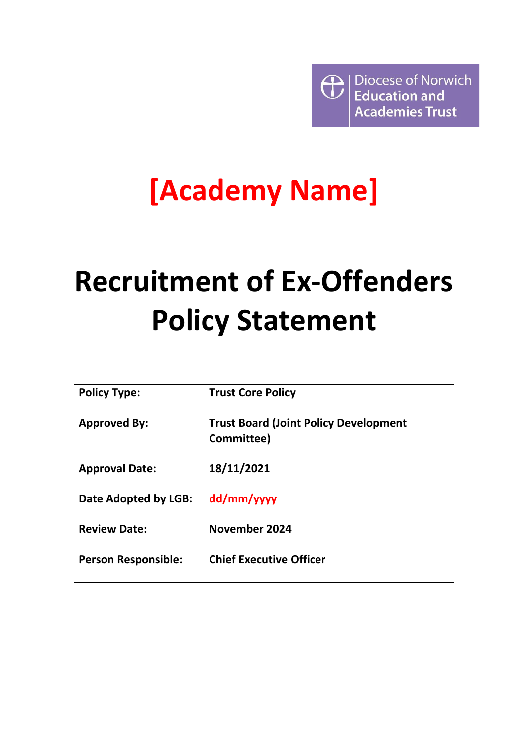Diocese of Norwich Education and Academies Trust

# [Academy Name]

# Recruitment of Ex-Offenders Policy Statement

| | |
|---|---|
| **Policy Type:** | **Trust Core Policy** |
| **Approved By:** | **Trust Board (Joint Policy Development Committee)** |
| **Approval Date:** | **18/11/2021** |
| **Date Adopted by LGB:** | **dd/mm/yyyy** |
| **Review Date:** | **November 2024** |
| **Person Responsible:** | **Chief Executive Officer** |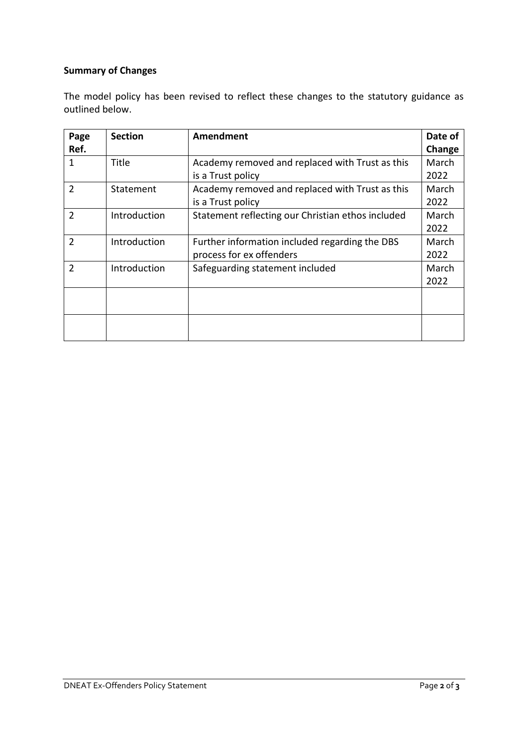**Summary of Changes**

The model policy has been revised to reflect these changes to the statutory guidance as outlined below.

| Page Ref. | Section | Amendment | Date of Change |
|---|---|---|---|
| 1 | Title | Academy removed and replaced with Trust as this is a Trust policy | March 2022 |
| 2 | Statement | Academy removed and replaced with Trust as this is a Trust policy | March 2022 |
| 2 | Introduction | Statement reflecting our Christian ethos included | March 2022 |
| 2 | Introduction | Further information included regarding the DBS process for ex offenders | March 2022 |
| 2 | Introduction | Safeguarding statement included | March 2022 |
| | | | |
| | | | |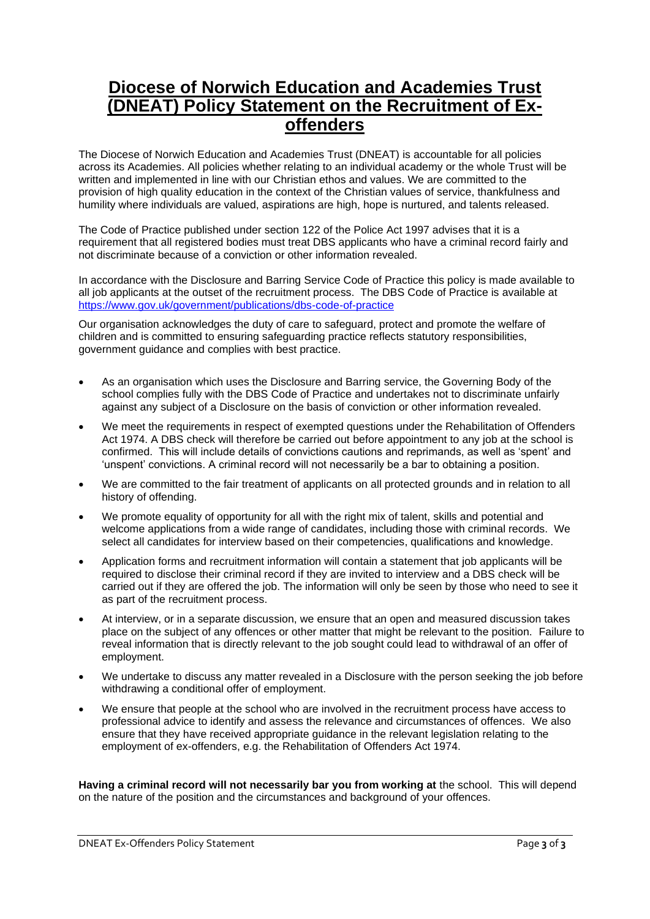# Diocese of Norwich Education and Academies Trust (DNEAT) Policy Statement on the Recruitment of Ex-offenders

The Diocese of Norwich Education and Academies Trust (DNEAT) is accountable for all policies across its Academies. All policies whether relating to an individual academy or the whole Trust will be written and implemented in line with our Christian ethos and values. We are committed to the provision of high quality education in the context of the Christian values of service, thankfulness and humility where individuals are valued, aspirations are high, hope is nurtured, and talents released.

The Code of Practice published under section 122 of the Police Act 1997 advises that it is a requirement that all registered bodies must treat DBS applicants who have a criminal record fairly and not discriminate because of a conviction or other information revealed.

In accordance with the Disclosure and Barring Service Code of Practice this policy is made available to all job applicants at the outset of the recruitment process. The DBS Code of Practice is available at https://www.gov.uk/government/publications/dbs-code-of-practice

Our organisation acknowledges the duty of care to safeguard, protect and promote the welfare of children and is committed to ensuring safeguarding practice reflects statutory responsibilities, government guidance and complies with best practice.

- As an organisation which uses the Disclosure and Barring service, the Governing Body of the school complies fully with the DBS Code of Practice and undertakes not to discriminate unfairly against any subject of a Disclosure on the basis of conviction or other information revealed.
- We meet the requirements in respect of exempted questions under the Rehabilitation of Offenders Act 1974. A DBS check will therefore be carried out before appointment to any job at the school is confirmed. This will include details of convictions cautions and reprimands, as well as 'spent' and 'unspent' convictions. A criminal record will not necessarily be a bar to obtaining a position.
- We are committed to the fair treatment of applicants on all protected grounds and in relation to all history of offending.
- We promote equality of opportunity for all with the right mix of talent, skills and potential and welcome applications from a wide range of candidates, including those with criminal records. We select all candidates for interview based on their competencies, qualifications and knowledge.
- Application forms and recruitment information will contain a statement that job applicants will be required to disclose their criminal record if they are invited to interview and a DBS check will be carried out if they are offered the job. The information will only be seen by those who need to see it as part of the recruitment process.
- At interview, or in a separate discussion, we ensure that an open and measured discussion takes place on the subject of any offences or other matter that might be relevant to the position. Failure to reveal information that is directly relevant to the job sought could lead to withdrawal of an offer of employment.
- We undertake to discuss any matter revealed in a Disclosure with the person seeking the job before withdrawing a conditional offer of employment.
- We ensure that people at the school who are involved in the recruitment process have access to professional advice to identify and assess the relevance and circumstances of offences. We also ensure that they have received appropriate guidance in the relevant legislation relating to the employment of ex-offenders, e.g. the Rehabilitation of Offenders Act 1974.

**Having a criminal record will not necessarily bar you from working at** the school. This will depend on the nature of the position and the circumstances and background of your offences.